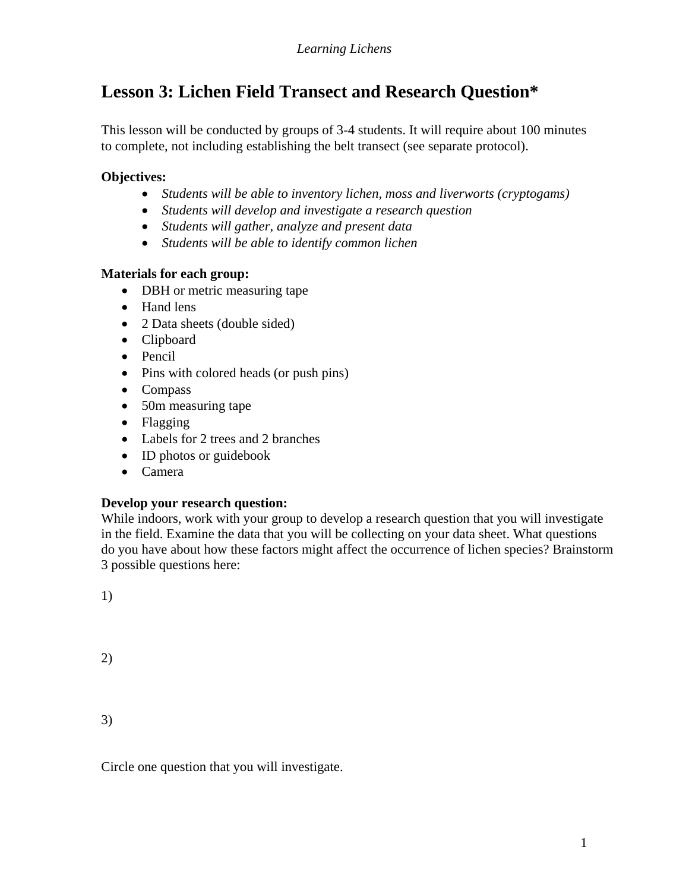# Lesson 3: Lichen Field Transect and Research Question*

This lesson will be conducted by groups of 3-4 students. It will require about 100 minutes to complete, not including establishing the belt transect (see separate protocol).

**Objectives:**

- *Students will be able to inventory lichen, moss and liverworts (cryptogams)*
- *Students will develop and investigate a research question*
- *Students will gather, analyze and present data*
- *Students will be able to identify common lichen*

**Materials for each group:**

- DBH or metric measuring tape
- Hand lens
- 2 Data sheets (double sided)
- Clipboard
- Pencil
- Pins with colored heads (or push pins)
- Compass
- 50m measuring tape
- Flagging
- Labels for 2 trees and 2 branches
- ID photos or guidebook
- Camera

**Develop your research question:**

While indoors, work with your group to develop a research question that you will investigate in the field. Examine the data that you will be collecting on your data sheet. What questions do you have about how these factors might affect the occurrence of lichen species? Brainstorm 3 possible questions here:

1)

2)

3)

Circle one question that you will investigate.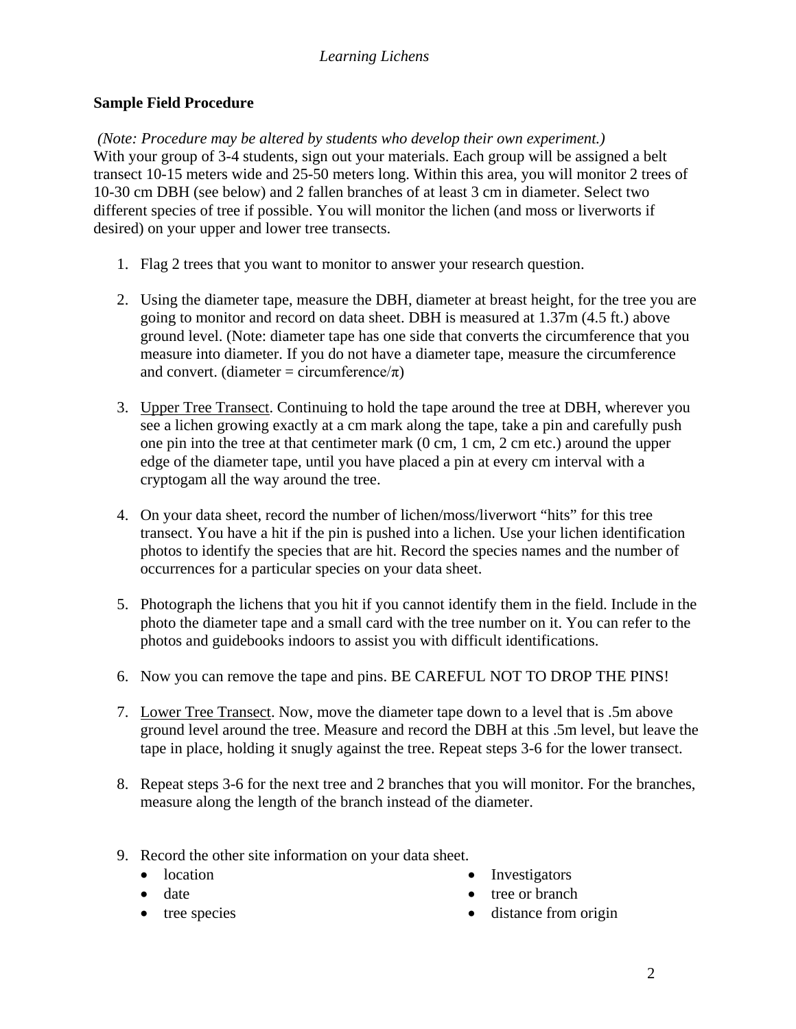## Sample Field Procedure

*(Note: Procedure may be altered by students who develop their own experiment.)*
With your group of 3-4 students, sign out your materials. Each group will be assigned a belt transect 10-15 meters wide and 25-50 meters long. Within this area, you will monitor 2 trees of 10-30 cm DBH (see below) and 2 fallen branches of at least 3 cm in diameter. Select two different species of tree if possible. You will monitor the lichen (and moss or liverworts if desired) on your upper and lower tree transects.

1. Flag 2 trees that you want to monitor to answer your research question.

2. Using the diameter tape, measure the DBH, diameter at breast height, for the tree you are going to monitor and record on data sheet. DBH is measured at 1.37m (4.5 ft.) above ground level. (Note: diameter tape has one side that converts the circumference that you measure into diameter. If you do not have a diameter tape, measure the circumference and convert. (diameter = circumference/$\pi$)

3. Upper Tree Transect. Continuing to hold the tape around the tree at DBH, wherever you see a lichen growing exactly at a cm mark along the tape, take a pin and carefully push one pin into the tree at that centimeter mark (0 cm, 1 cm, 2 cm etc.) around the upper edge of the diameter tape, until you have placed a pin at every cm interval with a cryptogam all the way around the tree.

4. On your data sheet, record the number of lichen/moss/liverwort "hits" for this tree transect. You have a hit if the pin is pushed into a lichen. Use your lichen identification photos to identify the species that are hit. Record the species names and the number of occurrences for a particular species on your data sheet.

5. Photograph the lichens that you hit if you cannot identify them in the field. Include in the photo the diameter tape and a small card with the tree number on it. You can refer to the photos and guidebooks indoors to assist you with difficult identifications.

6. Now you can remove the tape and pins. BE CAREFUL NOT TO DROP THE PINS!

7. Lower Tree Transect. Now, move the diameter tape down to a level that is .5m above ground level around the tree. Measure and record the DBH at this .5m level, but leave the tape in place, holding it snugly against the tree. Repeat steps 3-6 for the lower transect.

8. Repeat steps 3-6 for the next tree and 2 branches that you will monitor. For the branches, measure along the length of the branch instead of the diameter.

9. Record the other site information on your data sheet.
   - location
   - date
   - tree species
   - Investigators
   - tree or branch
   - distance from origin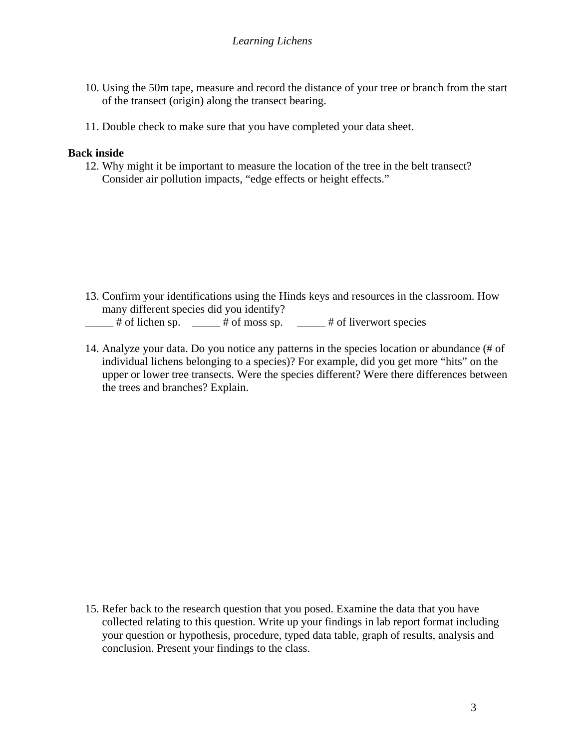10. Using the 50m tape, measure and record the distance of your tree or branch from the start of the transect (origin) along the transect bearing.

11. Double check to make sure that you have completed your data sheet.

**Back inside**

12. Why might it be important to measure the location of the tree in the belt transect? Consider air pollution impacts, "edge effects or height effects."

13. Confirm your identifications using the Hinds keys and resources in the classroom. How many different species did you identify?

_____ # of lichen sp. _____ # of moss sp. _____ # of liverwort species

14. Analyze your data. Do you notice any patterns in the species location or abundance (# of individual lichens belonging to a species)? For example, did you get more "hits" on the upper or lower tree transects. Were the species different? Were there differences between the trees and branches? Explain.

15. Refer back to the research question that you posed. Examine the data that you have collected relating to this question. Write up your findings in lab report format including your question or hypothesis, procedure, typed data table, graph of results, analysis and conclusion. Present your findings to the class.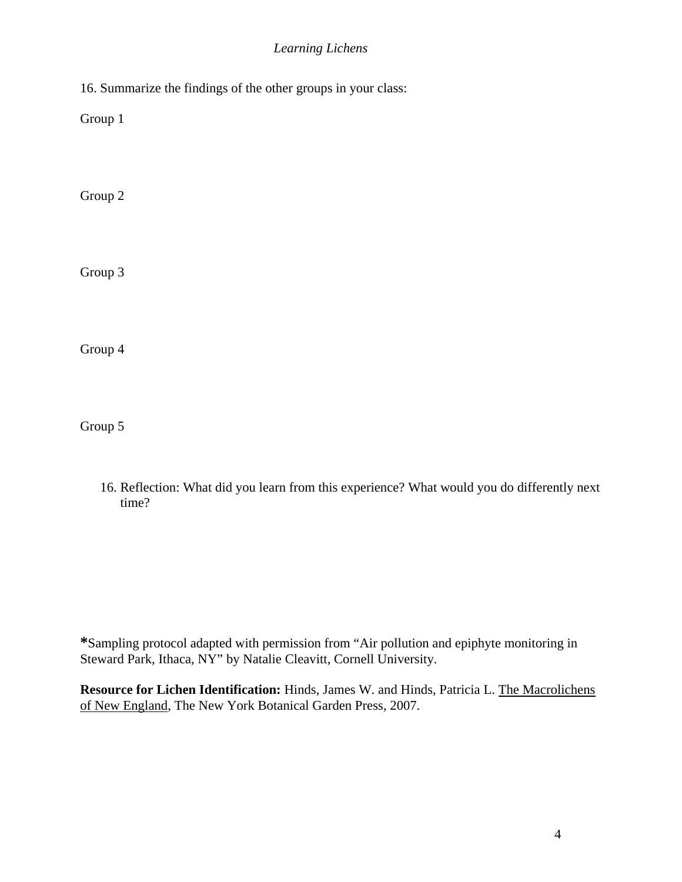16. Summarize the findings of the other groups in your class:

Group 1

Group 2

Group 3

Group 4

Group 5

16. Reflection: What did you learn from this experience? What would you do differently next time?

**\***Sampling protocol adapted with permission from "Air pollution and epiphyte monitoring in Steward Park, Ithaca, NY" by Natalie Cleavitt, Cornell University.

**Resource for Lichen Identification:** Hinds, James W. and Hinds, Patricia L. <u>The Macrolichens of New England</u>, The New York Botanical Garden Press, 2007.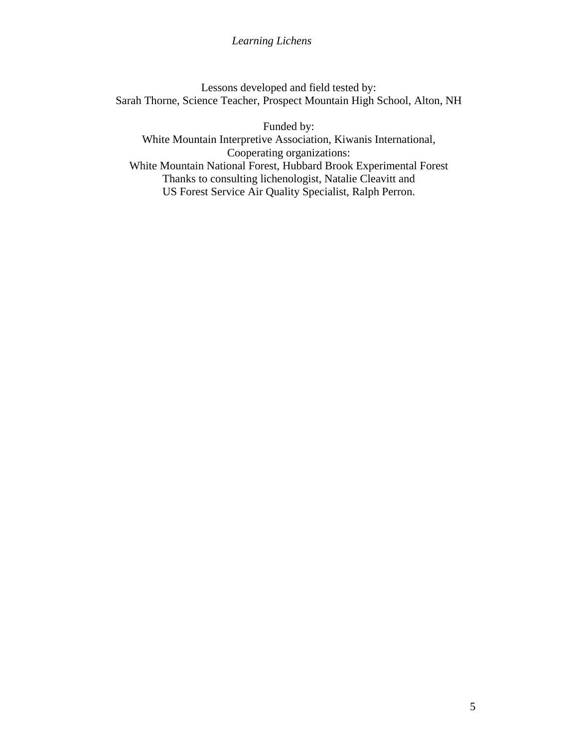*Learning Lichens*

Lessons developed and field tested by:
Sarah Thorne, Science Teacher, Prospect Mountain High School, Alton, NH

Funded by:
White Mountain Interpretive Association, Kiwanis International,
Cooperating organizations:
White Mountain National Forest, Hubbard Brook Experimental Forest
Thanks to consulting lichenologist, Natalie Cleavitt and
US Forest Service Air Quality Specialist, Ralph Perron.